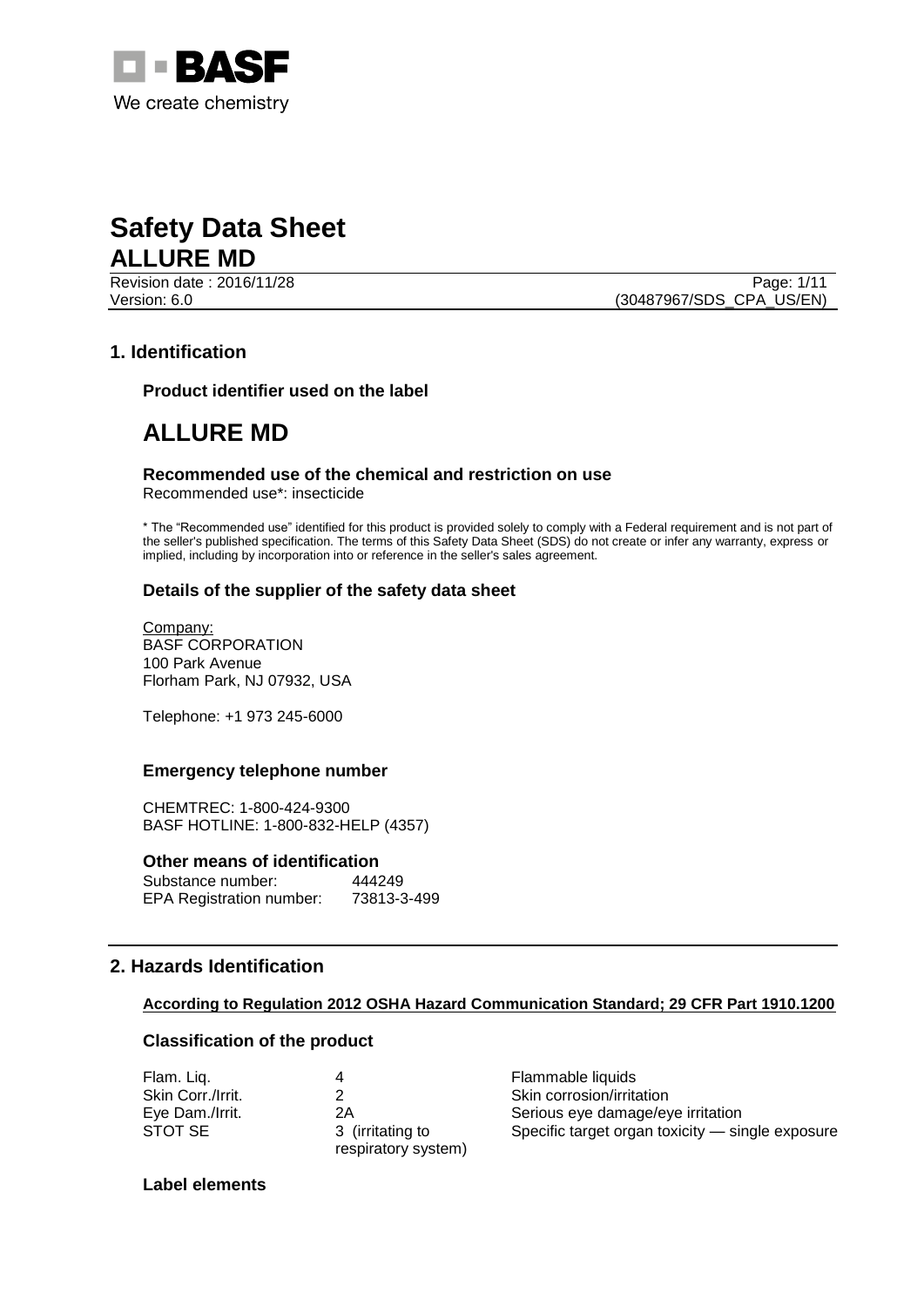# Safety Data Sheet

## ALLURE MD

Revision date : 2016/11/28
Version: 6.0
(30487967/SDS_CPA_US/EN)

## 1. Identification

### Product identifier used on the label

# ALLURE MD

### Recommended use of the chemical and restriction on use

Recommended use*: insecticide

* The "Recommended use" identified for this product is provided solely to comply with a Federal requirement and is not part of the seller's published specification. The terms of this Safety Data Sheet (SDS) do not create or infer any warranty, express or implied, including by incorporation into or reference in the seller's sales agreement.

### Details of the supplier of the safety data sheet

Company:
BASF CORPORATION
100 Park Avenue
Florham Park, NJ 07932, USA

Telephone: +1 973 245-6000

### Emergency telephone number

CHEMTREC: 1-800-424-9300
BASF HOTLINE: 1-800-832-HELP (4357)

### Other means of identification

Substance number: 444249
EPA Registration number: 73813-3-499

## 2. Hazards Identification

**According to Regulation 2012 OSHA Hazard Communication Standard; 29 CFR Part 1910.1200**

### Classification of the product

| | | |
|---|---|---|
| Flam. Liq. | 4 | Flammable liquids |
| Skin Corr./Irrit. | 2 | Skin corrosion/irritation |
| Eye Dam./Irrit. | 2A | Serious eye damage/eye irritation |
| STOT SE | 3 (irritating to respiratory system) | Specific target organ toxicity — single exposure |

### Label elements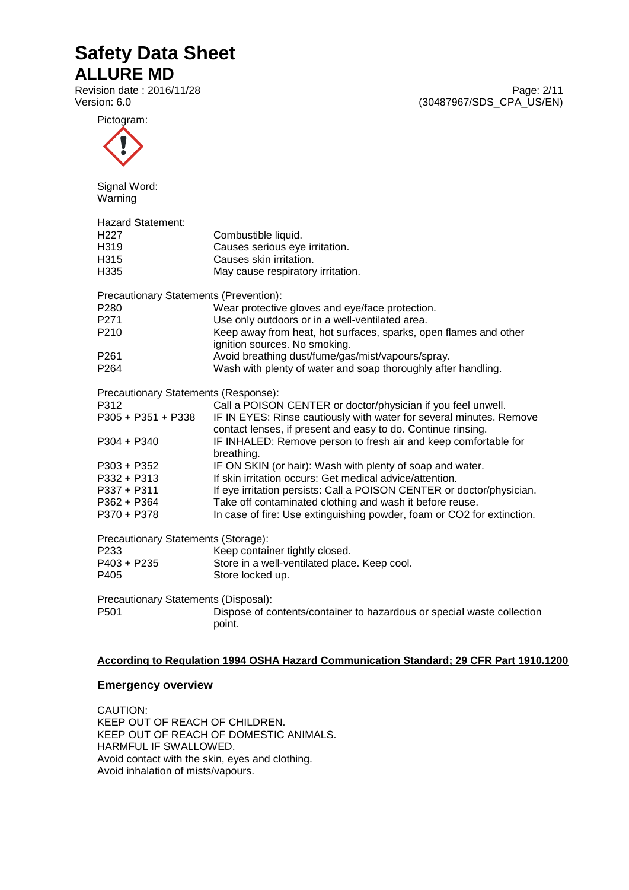Pictogram:

Signal Word:
Warning

Hazard Statement:

| | |
|---|---|
| H227 | Combustible liquid. |
| H319 | Causes serious eye irritation. |
| H315 | Causes skin irritation. |
| H335 | May cause respiratory irritation. |

Precautionary Statements (Prevention):

| | |
|---|---|
| P280 | Wear protective gloves and eye/face protection. |
| P271 | Use only outdoors or in a well-ventilated area. |
| P210 | Keep away from heat, hot surfaces, sparks, open flames and other ignition sources. No smoking. |
| P261 | Avoid breathing dust/fume/gas/mist/vapours/spray. |
| P264 | Wash with plenty of water and soap thoroughly after handling. |

Precautionary Statements (Response):

| | |
|---|---|
| P312 | Call a POISON CENTER or doctor/physician if you feel unwell. |
| P305 + P351 + P338 | IF IN EYES: Rinse cautiously with water for several minutes. Remove contact lenses, if present and easy to do. Continue rinsing. |
| P304 + P340 | IF INHALED: Remove person to fresh air and keep comfortable for breathing. |
| P303 + P352 | IF ON SKIN (or hair): Wash with plenty of soap and water. |
| P332 + P313 | If skin irritation occurs: Get medical advice/attention. |
| P337 + P311 | If eye irritation persists: Call a POISON CENTER or doctor/physician. |
| P362 + P364 | Take off contaminated clothing and wash it before reuse. |
| P370 + P378 | In case of fire: Use extinguishing powder, foam or CO2 for extinction. |

Precautionary Statements (Storage):

| | |
|---|---|
| P233 | Keep container tightly closed. |
| P403 + P235 | Store in a well-ventilated place. Keep cool. |
| P405 | Store locked up. |

Precautionary Statements (Disposal):

| | |
|---|---|
| P501 | Dispose of contents/container to hazardous or special waste collection point. |

**According to Regulation 1994 OSHA Hazard Communication Standard; 29 CFR Part 1910.1200**

### Emergency overview

CAUTION:
KEEP OUT OF REACH OF CHILDREN.
KEEP OUT OF REACH OF DOMESTIC ANIMALS.
HARMFUL IF SWALLOWED.
Avoid contact with the skin, eyes and clothing.
Avoid inhalation of mists/vapours.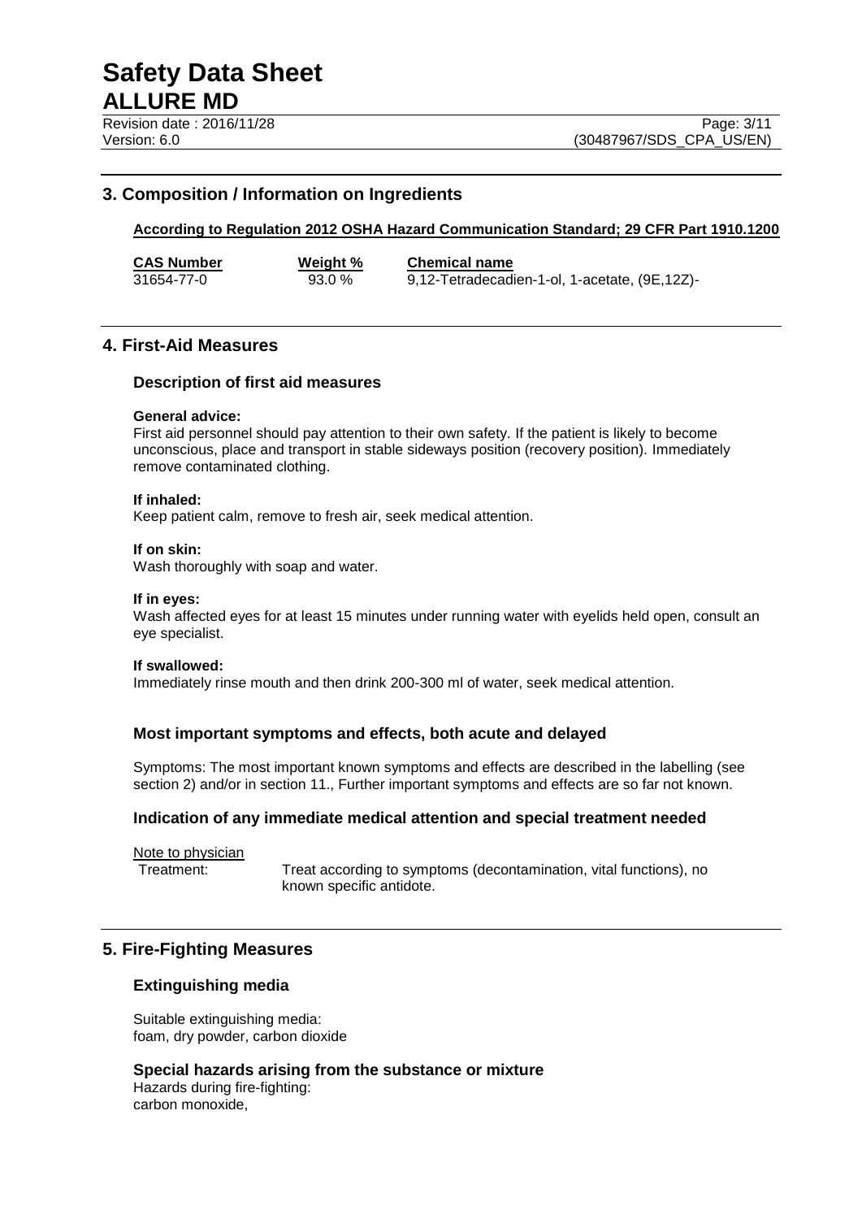## 3. Composition / Information on Ingredients

**According to Regulation 2012 OSHA Hazard Communication Standard; 29 CFR Part 1910.1200**

| CAS Number | Weight % | Chemical name |
|---|---|---|
| 31654-77-0 | 93.0 % | 9,12-Tetradecadien-1-ol, 1-acetate, (9E,12Z)- |

## 4. First-Aid Measures

### Description of first aid measures

**General advice:**
First aid personnel should pay attention to their own safety. If the patient is likely to become unconscious, place and transport in stable sideways position (recovery position). Immediately remove contaminated clothing.

**If inhaled:**
Keep patient calm, remove to fresh air, seek medical attention.

**If on skin:**
Wash thoroughly with soap and water.

**If in eyes:**
Wash affected eyes for at least 15 minutes under running water with eyelids held open, consult an eye specialist.

**If swallowed:**
Immediately rinse mouth and then drink 200-300 ml of water, seek medical attention.

### Most important symptoms and effects, both acute and delayed

Symptoms: The most important known symptoms and effects are described in the labelling (see section 2) and/or in section 11., Further important symptoms and effects are so far not known.

### Indication of any immediate medical attention and special treatment needed

Note to physician

Treatment: Treat according to symptoms (decontamination, vital functions), no known specific antidote.

## 5. Fire-Fighting Measures

### Extinguishing media

Suitable extinguishing media:
foam, dry powder, carbon dioxide

### Special hazards arising from the substance or mixture

Hazards during fire-fighting:
carbon monoxide,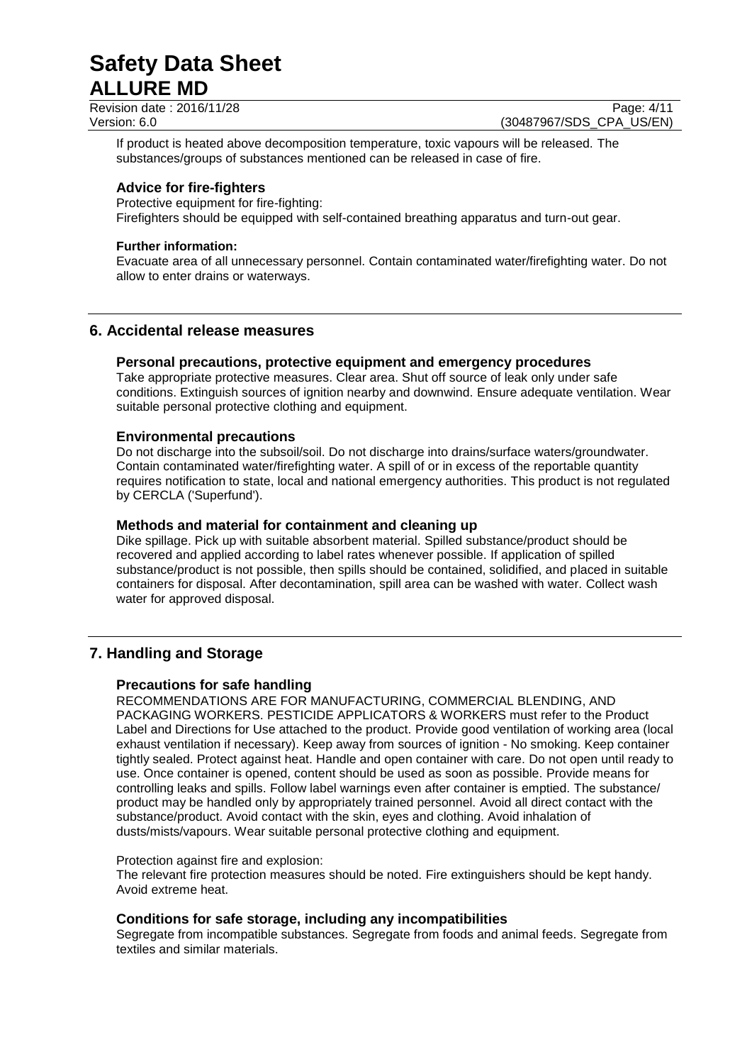If product is heated above decomposition temperature, toxic vapours will be released. The substances/groups of substances mentioned can be released in case of fire.

### Advice for fire-fighters

Protective equipment for fire-fighting:
Firefighters should be equipped with self-contained breathing apparatus and turn-out gear.

**Further information:**

Evacuate area of all unnecessary personnel. Contain contaminated water/firefighting water. Do not allow to enter drains or waterways.

## 6. Accidental release measures

### Personal precautions, protective equipment and emergency procedures

Take appropriate protective measures. Clear area. Shut off source of leak only under safe conditions. Extinguish sources of ignition nearby and downwind. Ensure adequate ventilation. Wear suitable personal protective clothing and equipment.

### Environmental precautions

Do not discharge into the subsoil/soil. Do not discharge into drains/surface waters/groundwater. Contain contaminated water/firefighting water. A spill of or in excess of the reportable quantity requires notification to state, local and national emergency authorities. This product is not regulated by CERCLA ('Superfund').

### Methods and material for containment and cleaning up

Dike spillage. Pick up with suitable absorbent material. Spilled substance/product should be recovered and applied according to label rates whenever possible. If application of spilled substance/product is not possible, then spills should be contained, solidified, and placed in suitable containers for disposal. After decontamination, spill area can be washed with water. Collect wash water for approved disposal.

## 7. Handling and Storage

### Precautions for safe handling

RECOMMENDATIONS ARE FOR MANUFACTURING, COMMERCIAL BLENDING, AND PACKAGING WORKERS. PESTICIDE APPLICATORS & WORKERS must refer to the Product Label and Directions for Use attached to the product. Provide good ventilation of working area (local exhaust ventilation if necessary). Keep away from sources of ignition - No smoking. Keep container tightly sealed. Protect against heat. Handle and open container with care. Do not open until ready to use. Once container is opened, content should be used as soon as possible. Provide means for controlling leaks and spills. Follow label warnings even after container is emptied. The substance/ product may be handled only by appropriately trained personnel. Avoid all direct contact with the substance/product. Avoid contact with the skin, eyes and clothing. Avoid inhalation of dusts/mists/vapours. Wear suitable personal protective clothing and equipment.

Protection against fire and explosion:
The relevant fire protection measures should be noted. Fire extinguishers should be kept handy. Avoid extreme heat.

### Conditions for safe storage, including any incompatibilities

Segregate from incompatible substances. Segregate from foods and animal feeds. Segregate from textiles and similar materials.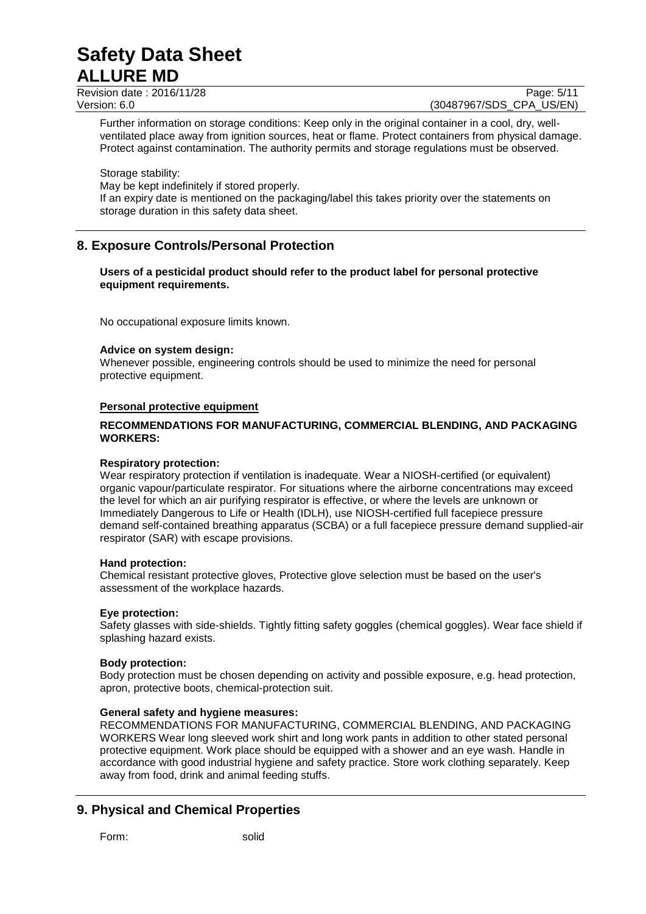Further information on storage conditions: Keep only in the original container in a cool, dry, well-ventilated place away from ignition sources, heat or flame. Protect containers from physical damage. Protect against contamination. The authority permits and storage regulations must be observed.

Storage stability:
May be kept indefinitely if stored properly.
If an expiry date is mentioned on the packaging/label this takes priority over the statements on storage duration in this safety data sheet.

## 8. Exposure Controls/Personal Protection

**Users of a pesticidal product should refer to the product label for personal protective equipment requirements.**

No occupational exposure limits known.

**Advice on system design:**
Whenever possible, engineering controls should be used to minimize the need for personal protective equipment.

**Personal protective equipment**

**RECOMMENDATIONS FOR MANUFACTURING, COMMERCIAL BLENDING, AND PACKAGING WORKERS:**

**Respiratory protection:**
Wear respiratory protection if ventilation is inadequate. Wear a NIOSH-certified (or equivalent) organic vapour/particulate respirator. For situations where the airborne concentrations may exceed the level for which an air purifying respirator is effective, or where the levels are unknown or Immediately Dangerous to Life or Health (IDLH), use NIOSH-certified full facepiece pressure demand self-contained breathing apparatus (SCBA) or a full facepiece pressure demand supplied-air respirator (SAR) with escape provisions.

**Hand protection:**
Chemical resistant protective gloves, Protective glove selection must be based on the user's assessment of the workplace hazards.

**Eye protection:**
Safety glasses with side-shields. Tightly fitting safety goggles (chemical goggles). Wear face shield if splashing hazard exists.

**Body protection:**
Body protection must be chosen depending on activity and possible exposure, e.g. head protection, apron, protective boots, chemical-protection suit.

**General safety and hygiene measures:**
RECOMMENDATIONS FOR MANUFACTURING, COMMERCIAL BLENDING, AND PACKAGING WORKERS Wear long sleeved work shirt and long work pants in addition to other stated personal protective equipment. Work place should be equipped with a shower and an eye wash. Handle in accordance with good industrial hygiene and safety practice. Store work clothing separately. Keep away from food, drink and animal feeding stuffs.

## 9. Physical and Chemical Properties

Form: solid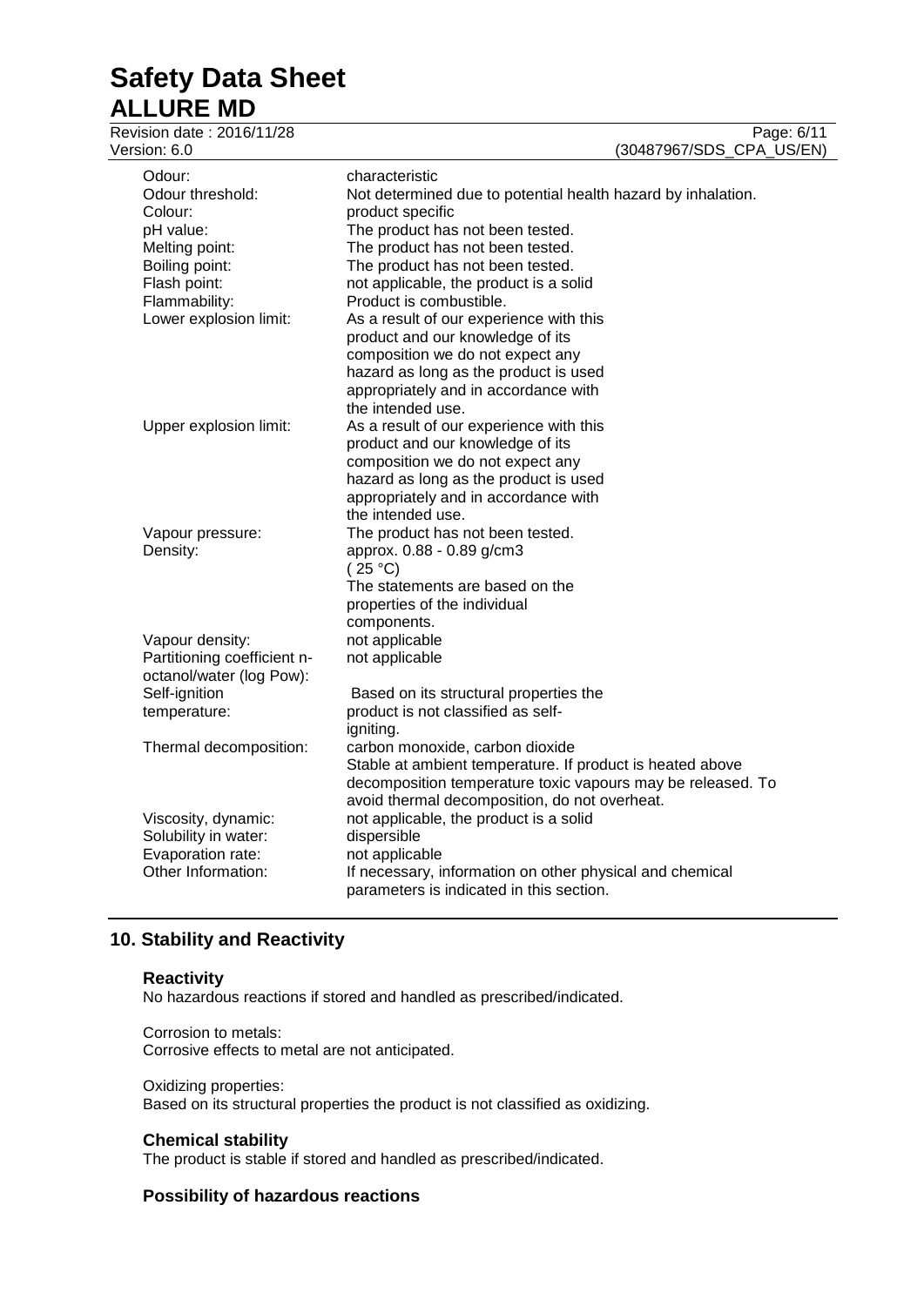| | |
|---|---|
| Odour: | characteristic |
| Odour threshold: | Not determined due to potential health hazard by inhalation. |
| Colour: | product specific |
| pH value: | The product has not been tested. |
| Melting point: | The product has not been tested. |
| Boiling point: | The product has not been tested. |
| Flash point: | not applicable, the product is a solid |
| Flammability: | Product is combustible. |
| Lower explosion limit: | As a result of our experience with this product and our knowledge of its composition we do not expect any hazard as long as the product is used appropriately and in accordance with the intended use. |
| Upper explosion limit: | As a result of our experience with this product and our knowledge of its composition we do not expect any hazard as long as the product is used appropriately and in accordance with the intended use. |
| Vapour pressure: | The product has not been tested. |
| Density: | approx. 0.88 - 0.89 g/cm3 ( 25 °C) The statements are based on the properties of the individual components. |
| Vapour density: | not applicable |
| Partitioning coefficient n-octanol/water (log Pow): | not applicable |
| Self-ignition temperature: | Based on its structural properties the product is not classified as self-igniting. |
| Thermal decomposition: | carbon monoxide, carbon dioxide Stable at ambient temperature. If product is heated above decomposition temperature toxic vapours may be released. To avoid thermal decomposition, do not overheat. |
| Viscosity, dynamic: | not applicable, the product is a solid |
| Solubility in water: | dispersible |
| Evaporation rate: | not applicable |
| Other Information: | If necessary, information on other physical and chemical parameters is indicated in this section. |

## 10. Stability and Reactivity

### Reactivity

No hazardous reactions if stored and handled as prescribed/indicated.

Corrosion to metals:
Corrosive effects to metal are not anticipated.

Oxidizing properties:
Based on its structural properties the product is not classified as oxidizing.

### Chemical stability

The product is stable if stored and handled as prescribed/indicated.

### Possibility of hazardous reactions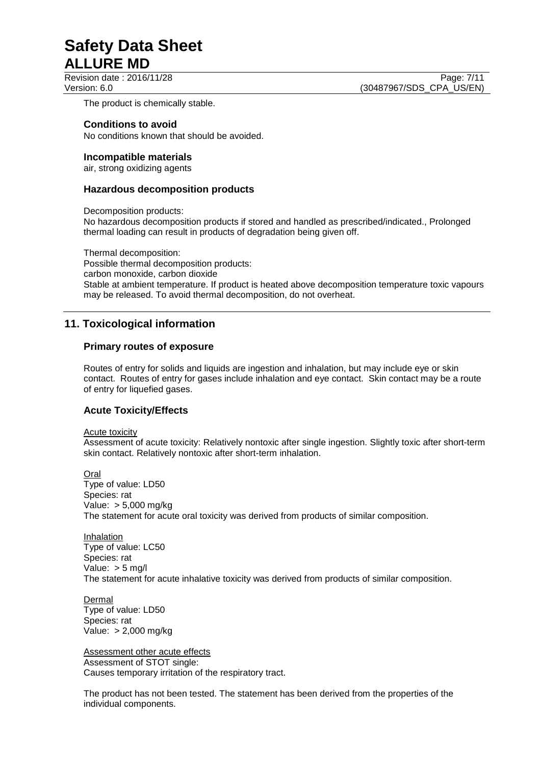The product is chemically stable.

### Conditions to avoid

No conditions known that should be avoided.

### Incompatible materials

air, strong oxidizing agents

### Hazardous decomposition products

Decomposition products:
No hazardous decomposition products if stored and handled as prescribed/indicated., Prolonged thermal loading can result in products of degradation being given off.

Thermal decomposition:
Possible thermal decomposition products:
carbon monoxide, carbon dioxide
Stable at ambient temperature. If product is heated above decomposition temperature toxic vapours may be released. To avoid thermal decomposition, do not overheat.

## 11. Toxicological information

### Primary routes of exposure

Routes of entry for solids and liquids are ingestion and inhalation, but may include eye or skin contact. Routes of entry for gases include inhalation and eye contact. Skin contact may be a route of entry for liquefied gases.

### Acute Toxicity/Effects

Acute toxicity
Assessment of acute toxicity: Relatively nontoxic after single ingestion. Slightly toxic after short-term skin contact. Relatively nontoxic after short-term inhalation.

Oral
Type of value: LD50
Species: rat
Value: > 5,000 mg/kg
The statement for acute oral toxicity was derived from products of similar composition.

Inhalation
Type of value: LC50
Species: rat
Value: > 5 mg/l
The statement for acute inhalative toxicity was derived from products of similar composition.

Dermal
Type of value: LD50
Species: rat
Value: > 2,000 mg/kg

Assessment other acute effects
Assessment of STOT single:
Causes temporary irritation of the respiratory tract.

The product has not been tested. The statement has been derived from the properties of the individual components.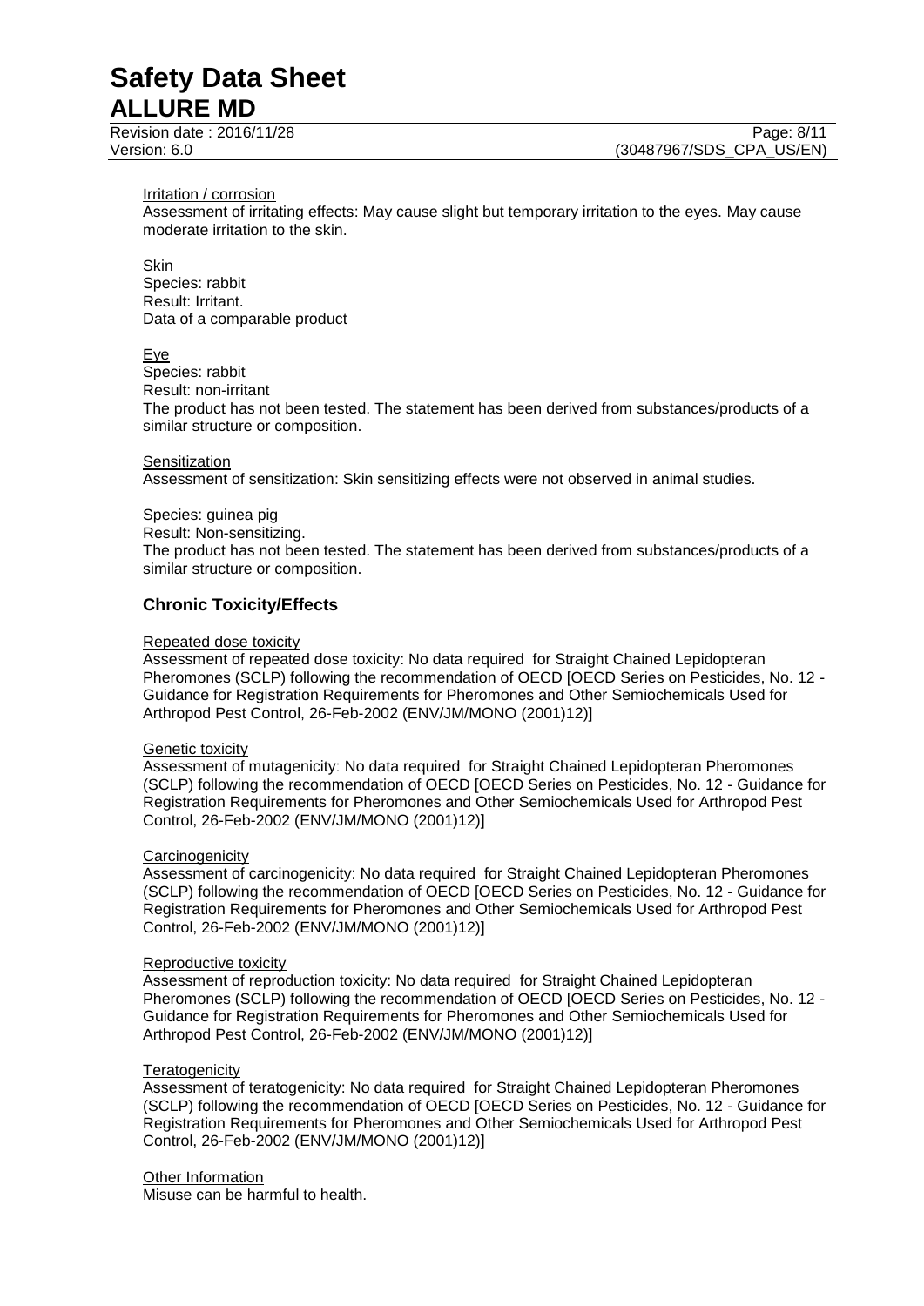Irritation / corrosion

Assessment of irritating effects: May cause slight but temporary irritation to the eyes. May cause moderate irritation to the skin.

Skin

Species: rabbit
Result: Irritant.
Data of a comparable product

Eye

Species: rabbit
Result: non-irritant
The product has not been tested. The statement has been derived from substances/products of a similar structure or composition.

Sensitization

Assessment of sensitization: Skin sensitizing effects were not observed in animal studies.

Species: guinea pig
Result: Non-sensitizing.
The product has not been tested. The statement has been derived from substances/products of a similar structure or composition.

## Chronic Toxicity/Effects

Repeated dose toxicity

Assessment of repeated dose toxicity: No data required for Straight Chained Lepidopteran Pheromones (SCLP) following the recommendation of OECD [OECD Series on Pesticides, No. 12 - Guidance for Registration Requirements for Pheromones and Other Semiochemicals Used for Arthropod Pest Control, 26-Feb-2002 (ENV/JM/MONO (2001)12)]

Genetic toxicity

Assessment of mutagenicity: No data required for Straight Chained Lepidopteran Pheromones (SCLP) following the recommendation of OECD [OECD Series on Pesticides, No. 12 - Guidance for Registration Requirements for Pheromones and Other Semiochemicals Used for Arthropod Pest Control, 26-Feb-2002 (ENV/JM/MONO (2001)12)]

Carcinogenicity

Assessment of carcinogenicity: No data required for Straight Chained Lepidopteran Pheromones (SCLP) following the recommendation of OECD [OECD Series on Pesticides, No. 12 - Guidance for Registration Requirements for Pheromones and Other Semiochemicals Used for Arthropod Pest Control, 26-Feb-2002 (ENV/JM/MONO (2001)12)]

Reproductive toxicity

Assessment of reproduction toxicity: No data required for Straight Chained Lepidopteran Pheromones (SCLP) following the recommendation of OECD [OECD Series on Pesticides, No. 12 - Guidance for Registration Requirements for Pheromones and Other Semiochemicals Used for Arthropod Pest Control, 26-Feb-2002 (ENV/JM/MONO (2001)12)]

Teratogenicity

Assessment of teratogenicity: No data required for Straight Chained Lepidopteran Pheromones (SCLP) following the recommendation of OECD [OECD Series on Pesticides, No. 12 - Guidance for Registration Requirements for Pheromones and Other Semiochemicals Used for Arthropod Pest Control, 26-Feb-2002 (ENV/JM/MONO (2001)12)]

Other Information

Misuse can be harmful to health.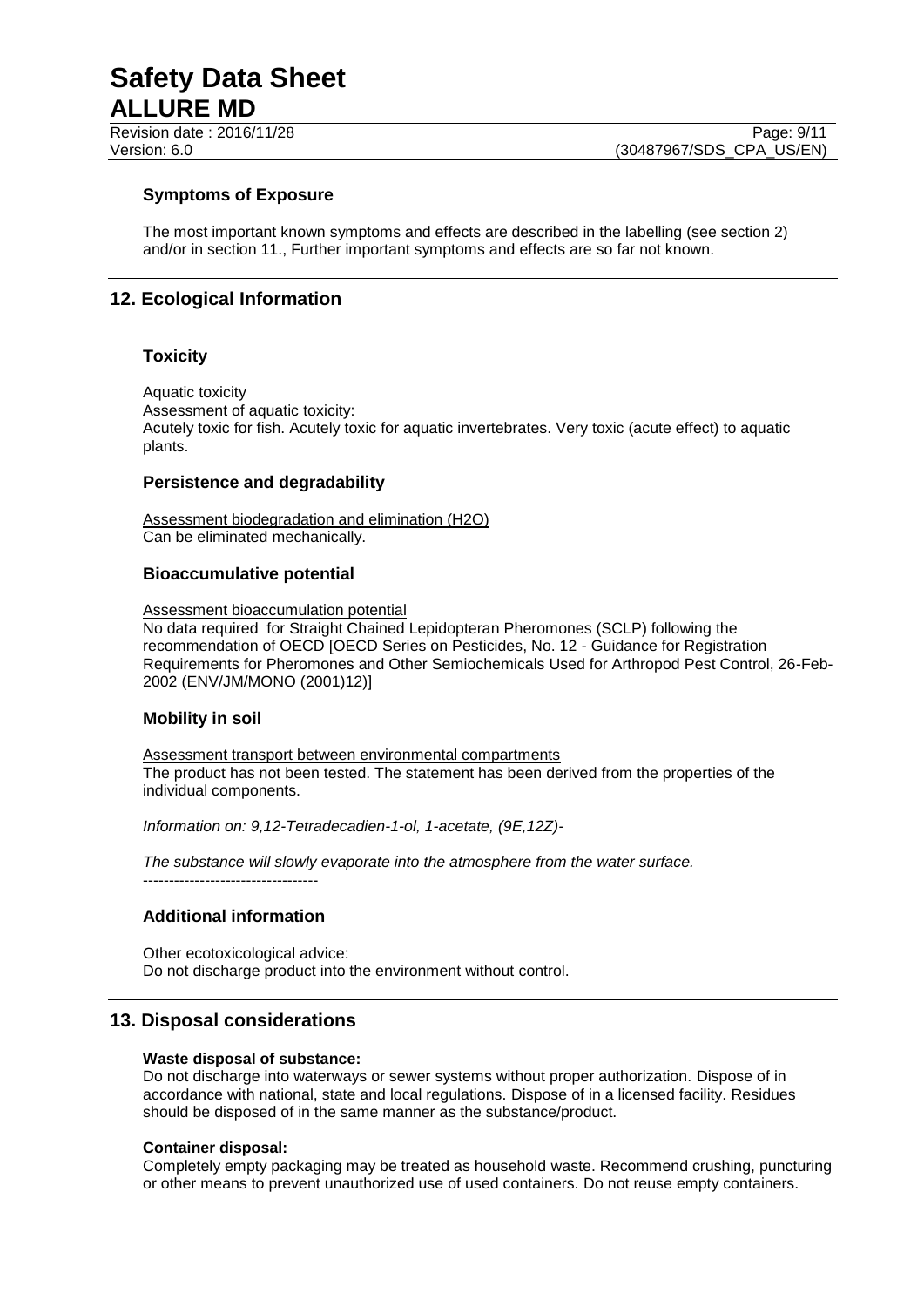### Symptoms of Exposure

The most important known symptoms and effects are described in the labelling (see section 2) and/or in section 11., Further important symptoms and effects are so far not known.

## 12. Ecological Information

### Toxicity

Aquatic toxicity
Assessment of aquatic toxicity:
Acutely toxic for fish. Acutely toxic for aquatic invertebrates. Very toxic (acute effect) to aquatic plants.

### Persistence and degradability

Assessment biodegradation and elimination (H2O)
Can be eliminated mechanically.

### Bioaccumulative potential

Assessment bioaccumulation potential
No data required for Straight Chained Lepidopteran Pheromones (SCLP) following the recommendation of OECD [OECD Series on Pesticides, No. 12 - Guidance for Registration Requirements for Pheromones and Other Semiochemicals Used for Arthropod Pest Control, 26-Feb-2002 (ENV/JM/MONO (2001)12)]

### Mobility in soil

Assessment transport between environmental compartments
The product has not been tested. The statement has been derived from the properties of the individual components.

*Information on: 9,12-Tetradecadien-1-ol, 1-acetate, (9E,12Z)-*

*The substance will slowly evaporate into the atmosphere from the water surface.*
----------------------------------

### Additional information

Other ecotoxicological advice:
Do not discharge product into the environment without control.

## 13. Disposal considerations

**Waste disposal of substance:**
Do not discharge into waterways or sewer systems without proper authorization. Dispose of in accordance with national, state and local regulations. Dispose of in a licensed facility. Residues should be disposed of in the same manner as the substance/product.

**Container disposal:**
Completely empty packaging may be treated as household waste. Recommend crushing, puncturing or other means to prevent unauthorized use of used containers. Do not reuse empty containers.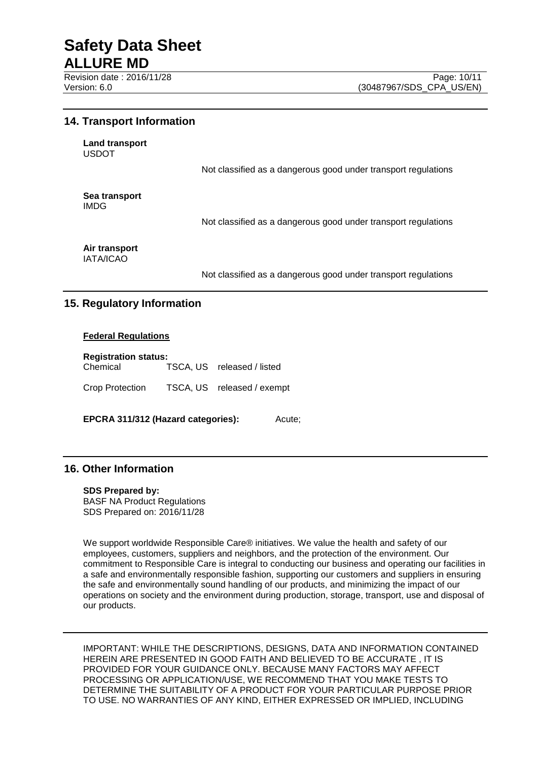## 14. Transport Information

**Land transport**
USDOT

Not classified as a dangerous good under transport regulations

**Sea transport**
IMDG

Not classified as a dangerous good under transport regulations

**Air transport**
IATA/ICAO

Not classified as a dangerous good under transport regulations

## 15. Regulatory Information

**Federal Regulations**

**Registration status:**

| | | |
|---|---|---|
| Chemical | TSCA, US | released / listed |
| Crop Protection | TSCA, US | released / exempt |

**EPCRA 311/312 (Hazard categories):** Acute;

## 16. Other Information

**SDS Prepared by:**
BASF NA Product Regulations
SDS Prepared on: 2016/11/28

We support worldwide Responsible Care® initiatives. We value the health and safety of our employees, customers, suppliers and neighbors, and the protection of the environment. Our commitment to Responsible Care is integral to conducting our business and operating our facilities in a safe and environmentally responsible fashion, supporting our customers and suppliers in ensuring the safe and environmentally sound handling of our products, and minimizing the impact of our operations on society and the environment during production, storage, transport, use and disposal of our products.

IMPORTANT: WHILE THE DESCRIPTIONS, DESIGNS, DATA AND INFORMATION CONTAINED HEREIN ARE PRESENTED IN GOOD FAITH AND BELIEVED TO BE ACCURATE , IT IS PROVIDED FOR YOUR GUIDANCE ONLY. BECAUSE MANY FACTORS MAY AFFECT PROCESSING OR APPLICATION/USE, WE RECOMMEND THAT YOU MAKE TESTS TO DETERMINE THE SUITABILITY OF A PRODUCT FOR YOUR PARTICULAR PURPOSE PRIOR TO USE. NO WARRANTIES OF ANY KIND, EITHER EXPRESSED OR IMPLIED, INCLUDING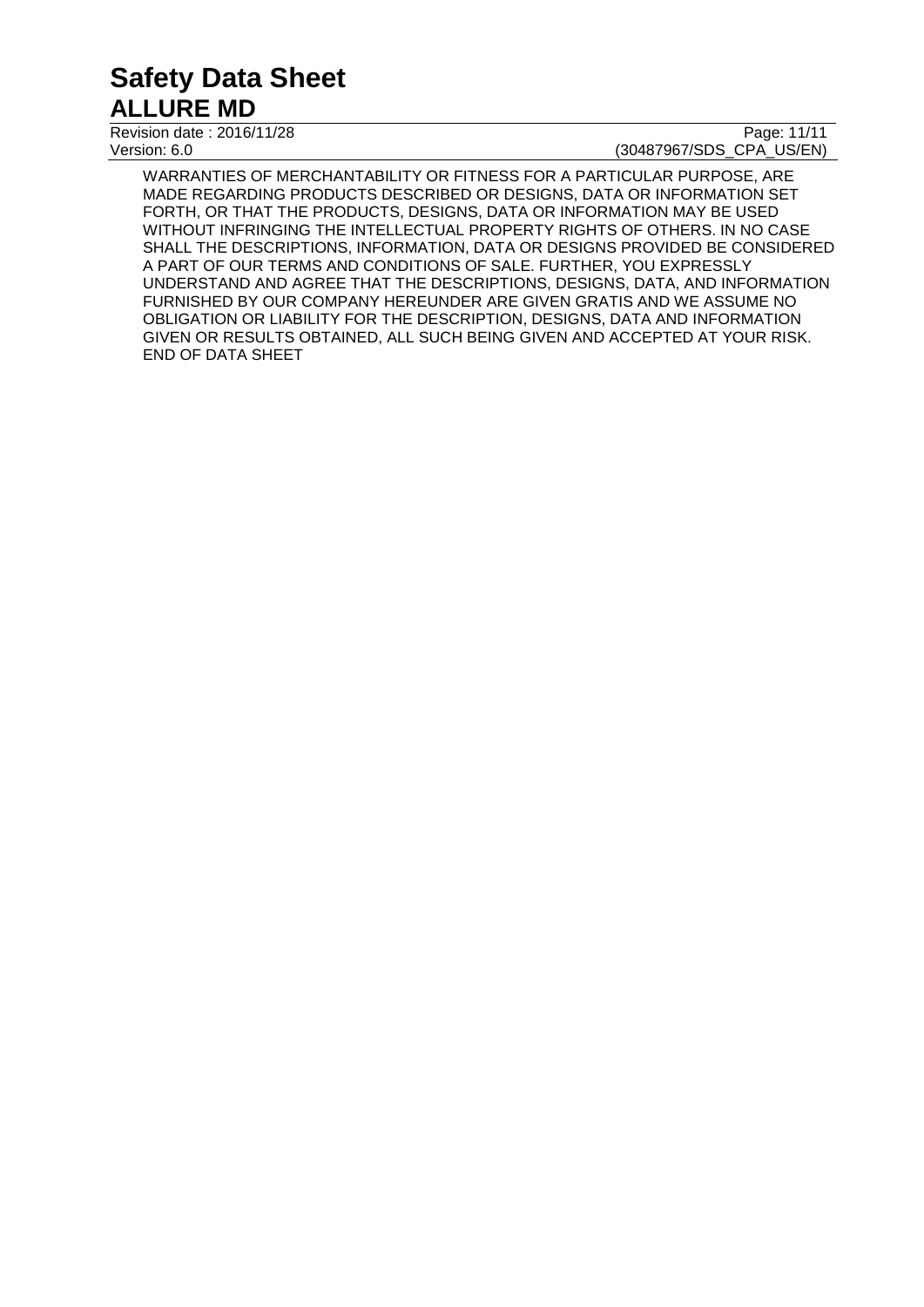WARRANTIES OF MERCHANTABILITY OR FITNESS FOR A PARTICULAR PURPOSE, ARE MADE REGARDING PRODUCTS DESCRIBED OR DESIGNS, DATA OR INFORMATION SET FORTH, OR THAT THE PRODUCTS, DESIGNS, DATA OR INFORMATION MAY BE USED WITHOUT INFRINGING THE INTELLECTUAL PROPERTY RIGHTS OF OTHERS. IN NO CASE SHALL THE DESCRIPTIONS, INFORMATION, DATA OR DESIGNS PROVIDED BE CONSIDERED A PART OF OUR TERMS AND CONDITIONS OF SALE. FURTHER, YOU EXPRESSLY UNDERSTAND AND AGREE THAT THE DESCRIPTIONS, DESIGNS, DATA, AND INFORMATION FURNISHED BY OUR COMPANY HEREUNDER ARE GIVEN GRATIS AND WE ASSUME NO OBLIGATION OR LIABILITY FOR THE DESCRIPTION, DESIGNS, DATA AND INFORMATION GIVEN OR RESULTS OBTAINED, ALL SUCH BEING GIVEN AND ACCEPTED AT YOUR RISK.

END OF DATA SHEET